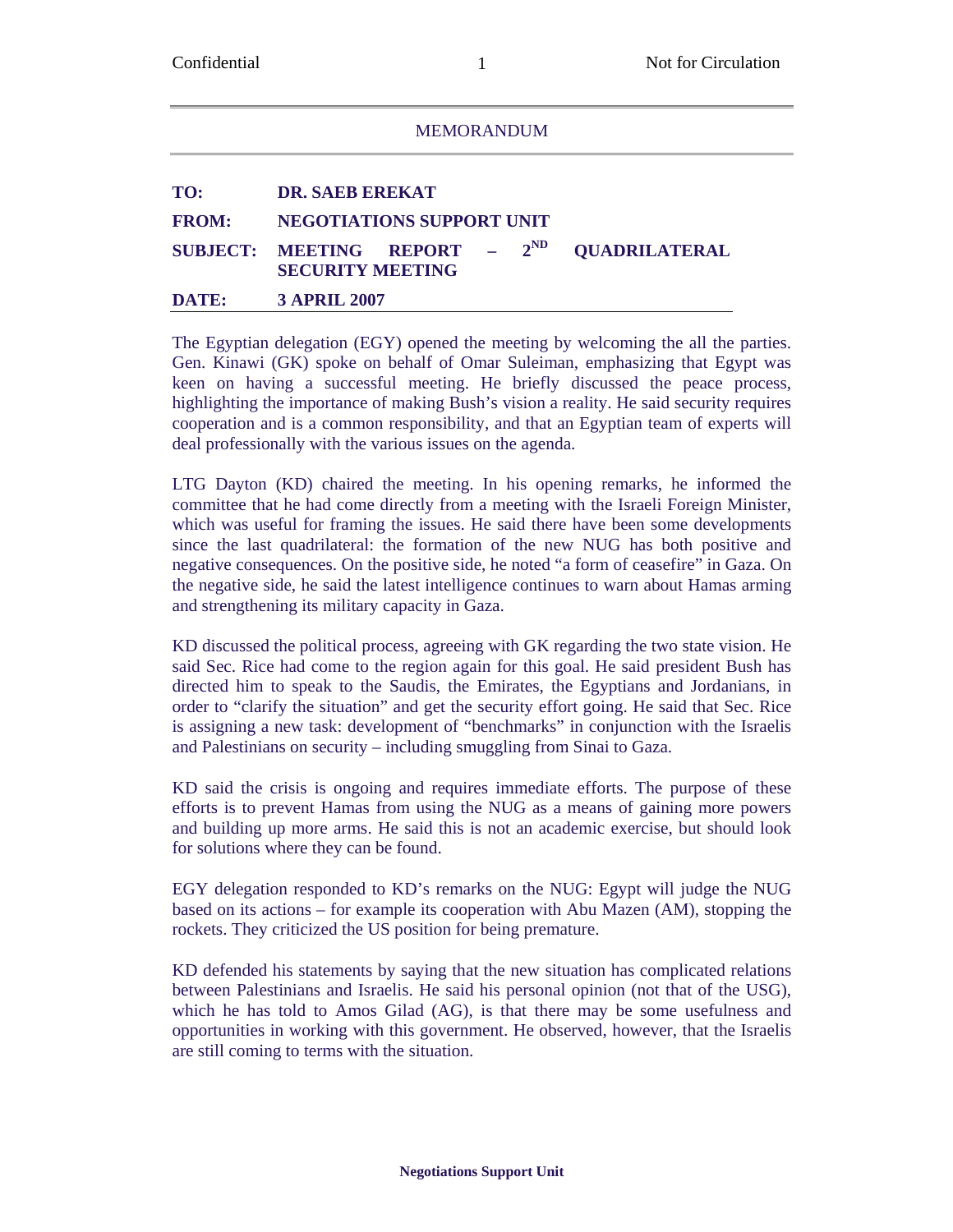# MEMORANDUM

**TO:** DR. SAEB EREKAT

**FROM:** NEGOTIATIONS SUPPORT UNIT

**SUBJECT:** MEETING REPORT – 2ND QUADRILATERAL SECURITY MEETING

**DATE:** 3 APRIL 2007

The Egyptian delegation (EGY) opened the meeting by welcoming the all the parties. Gen. Kinawi (GK) spoke on behalf of Omar Suleiman, emphasizing that Egypt was keen on having a successful meeting. He briefly discussed the peace process, highlighting the importance of making Bush's vision a reality. He said security requires cooperation and is a common responsibility, and that an Egyptian team of experts will deal professionally with the various issues on the agenda.

LTG Dayton (KD) chaired the meeting. In his opening remarks, he informed the committee that he had come directly from a meeting with the Israeli Foreign Minister, which was useful for framing the issues. He said there have been some developments since the last quadrilateral: the formation of the new NUG has both positive and negative consequences. On the positive side, he noted "a form of ceasefire" in Gaza. On the negative side, he said the latest intelligence continues to warn about Hamas arming and strengthening its military capacity in Gaza.

KD discussed the political process, agreeing with GK regarding the two state vision. He said Sec. Rice had come to the region again for this goal. He said president Bush has directed him to speak to the Saudis, the Emirates, the Egyptians and Jordanians, in order to "clarify the situation" and get the security effort going. He said that Sec. Rice is assigning a new task: development of "benchmarks" in conjunction with the Israelis and Palestinians on security – including smuggling from Sinai to Gaza.

KD said the crisis is ongoing and requires immediate efforts. The purpose of these efforts is to prevent Hamas from using the NUG as a means of gaining more powers and building up more arms. He said this is not an academic exercise, but should look for solutions where they can be found.

EGY delegation responded to KD's remarks on the NUG: Egypt will judge the NUG based on its actions – for example its cooperation with Abu Mazen (AM), stopping the rockets. They criticized the US position for being premature.

KD defended his statements by saying that the new situation has complicated relations between Palestinians and Israelis. He said his personal opinion (not that of the USG), which he has told to Amos Gilad (AG), is that there may be some usefulness and opportunities in working with this government. He observed, however, that the Israelis are still coming to terms with the situation.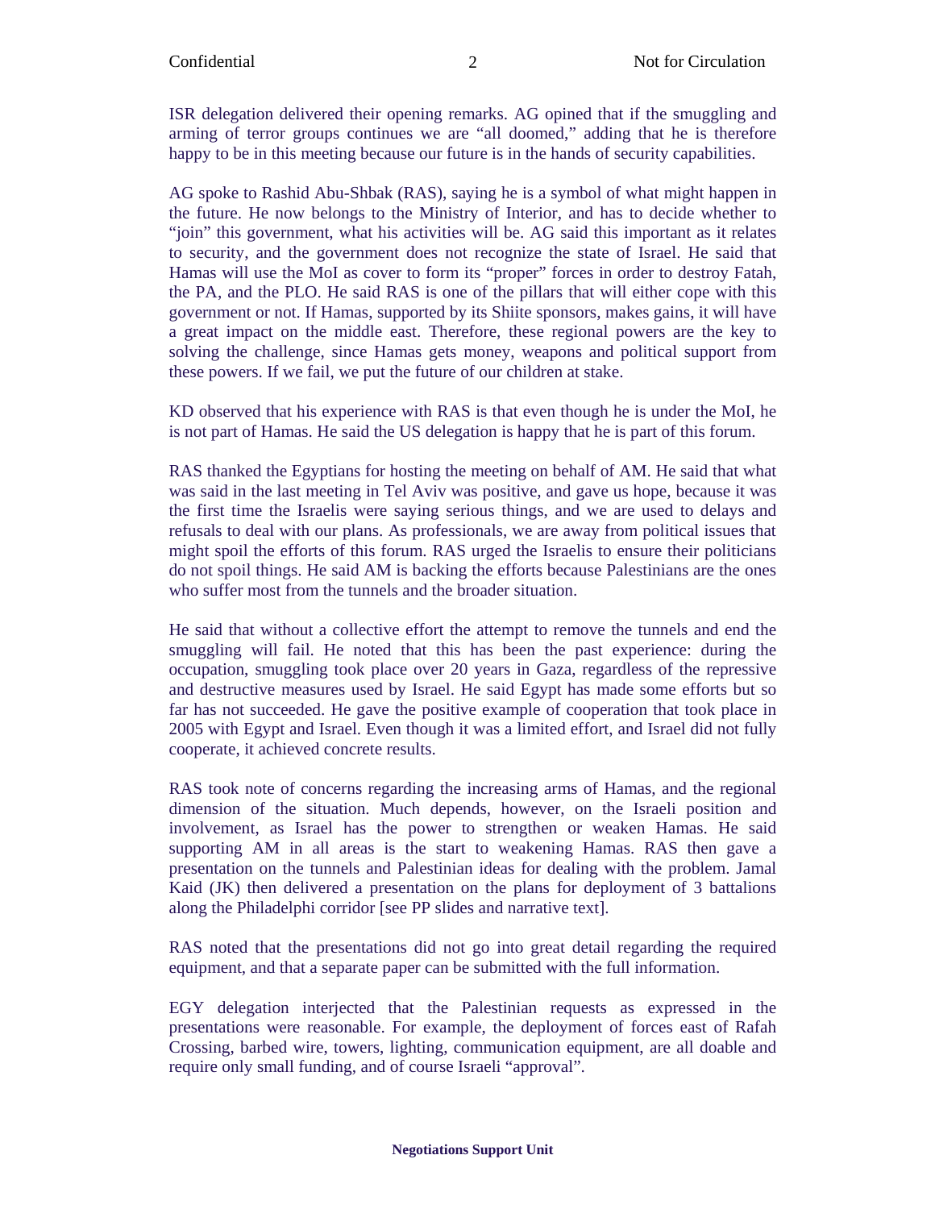ISR delegation delivered their opening remarks. AG opined that if the smuggling and arming of terror groups continues we are "all doomed," adding that he is therefore happy to be in this meeting because our future is in the hands of security capabilities.

AG spoke to Rashid Abu-Shbak (RAS), saying he is a symbol of what might happen in the future. He now belongs to the Ministry of Interior, and has to decide whether to "join" this government, what his activities will be. AG said this important as it relates to security, and the government does not recognize the state of Israel. He said that Hamas will use the MoI as cover to form its "proper" forces in order to destroy Fatah, the PA, and the PLO. He said RAS is one of the pillars that will either cope with this government or not. If Hamas, supported by its Shiite sponsors, makes gains, it will have a great impact on the middle east. Therefore, these regional powers are the key to solving the challenge, since Hamas gets money, weapons and political support from these powers. If we fail, we put the future of our children at stake.

KD observed that his experience with RAS is that even though he is under the MoI, he is not part of Hamas. He said the US delegation is happy that he is part of this forum.

RAS thanked the Egyptians for hosting the meeting on behalf of AM. He said that what was said in the last meeting in Tel Aviv was positive, and gave us hope, because it was the first time the Israelis were saying serious things, and we are used to delays and refusals to deal with our plans. As professionals, we are away from political issues that might spoil the efforts of this forum. RAS urged the Israelis to ensure their politicians do not spoil things. He said AM is backing the efforts because Palestinians are the ones who suffer most from the tunnels and the broader situation.

He said that without a collective effort the attempt to remove the tunnels and end the smuggling will fail. He noted that this has been the past experience: during the occupation, smuggling took place over 20 years in Gaza, regardless of the repressive and destructive measures used by Israel. He said Egypt has made some efforts but so far has not succeeded. He gave the positive example of cooperation that took place in 2005 with Egypt and Israel. Even though it was a limited effort, and Israel did not fully cooperate, it achieved concrete results.

RAS took note of concerns regarding the increasing arms of Hamas, and the regional dimension of the situation. Much depends, however, on the Israeli position and involvement, as Israel has the power to strengthen or weaken Hamas. He said supporting AM in all areas is the start to weakening Hamas. RAS then gave a presentation on the tunnels and Palestinian ideas for dealing with the problem. Jamal Kaid (JK) then delivered a presentation on the plans for deployment of 3 battalions along the Philadelphi corridor [see PP slides and narrative text].

RAS noted that the presentations did not go into great detail regarding the required equipment, and that a separate paper can be submitted with the full information.

EGY delegation interjected that the Palestinian requests as expressed in the presentations were reasonable. For example, the deployment of forces east of Rafah Crossing, barbed wire, towers, lighting, communication equipment, are all doable and require only small funding, and of course Israeli "approval".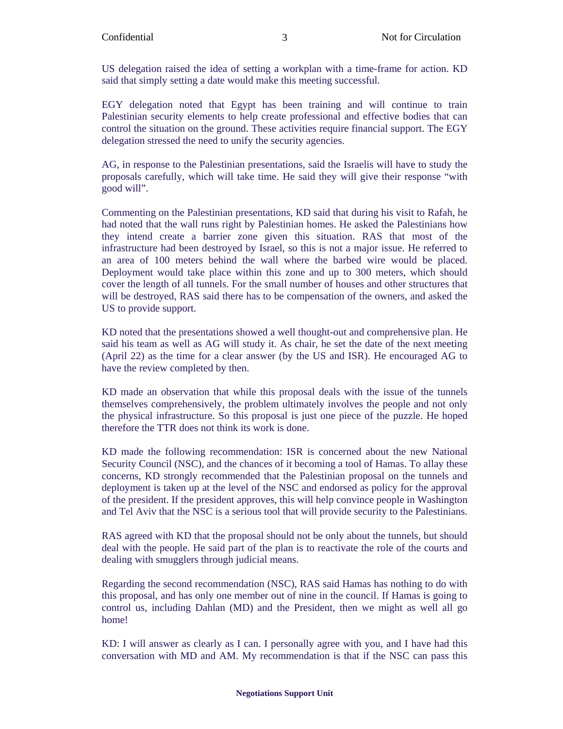US delegation raised the idea of setting a workplan with a time-frame for action. KD said that simply setting a date would make this meeting successful.

EGY delegation noted that Egypt has been training and will continue to train Palestinian security elements to help create professional and effective bodies that can control the situation on the ground. These activities require financial support. The EGY delegation stressed the need to unify the security agencies.

AG, in response to the Palestinian presentations, said the Israelis will have to study the proposals carefully, which will take time. He said they will give their response "with good will".

Commenting on the Palestinian presentations, KD said that during his visit to Rafah, he had noted that the wall runs right by Palestinian homes. He asked the Palestinians how they intend create a barrier zone given this situation. RAS that most of the infrastructure had been destroyed by Israel, so this is not a major issue. He referred to an area of 100 meters behind the wall where the barbed wire would be placed. Deployment would take place within this zone and up to 300 meters, which should cover the length of all tunnels. For the small number of houses and other structures that will be destroyed, RAS said there has to be compensation of the owners, and asked the US to provide support.

KD noted that the presentations showed a well thought-out and comprehensive plan. He said his team as well as AG will study it. As chair, he set the date of the next meeting (April 22) as the time for a clear answer (by the US and ISR). He encouraged AG to have the review completed by then.

KD made an observation that while this proposal deals with the issue of the tunnels themselves comprehensively, the problem ultimately involves the people and not only the physical infrastructure. So this proposal is just one piece of the puzzle. He hoped therefore the TTR does not think its work is done.

KD made the following recommendation: ISR is concerned about the new National Security Council (NSC), and the chances of it becoming a tool of Hamas. To allay these concerns, KD strongly recommended that the Palestinian proposal on the tunnels and deployment is taken up at the level of the NSC and endorsed as policy for the approval of the president. If the president approves, this will help convince people in Washington and Tel Aviv that the NSC is a serious tool that will provide security to the Palestinians.

RAS agreed with KD that the proposal should not be only about the tunnels, but should deal with the people. He said part of the plan is to reactivate the role of the courts and dealing with smugglers through judicial means.

Regarding the second recommendation (NSC), RAS said Hamas has nothing to do with this proposal, and has only one member out of nine in the council. If Hamas is going to control us, including Dahlan (MD) and the President, then we might as well all go home!

KD: I will answer as clearly as I can. I personally agree with you, and I have had this conversation with MD and AM. My recommendation is that if the NSC can pass this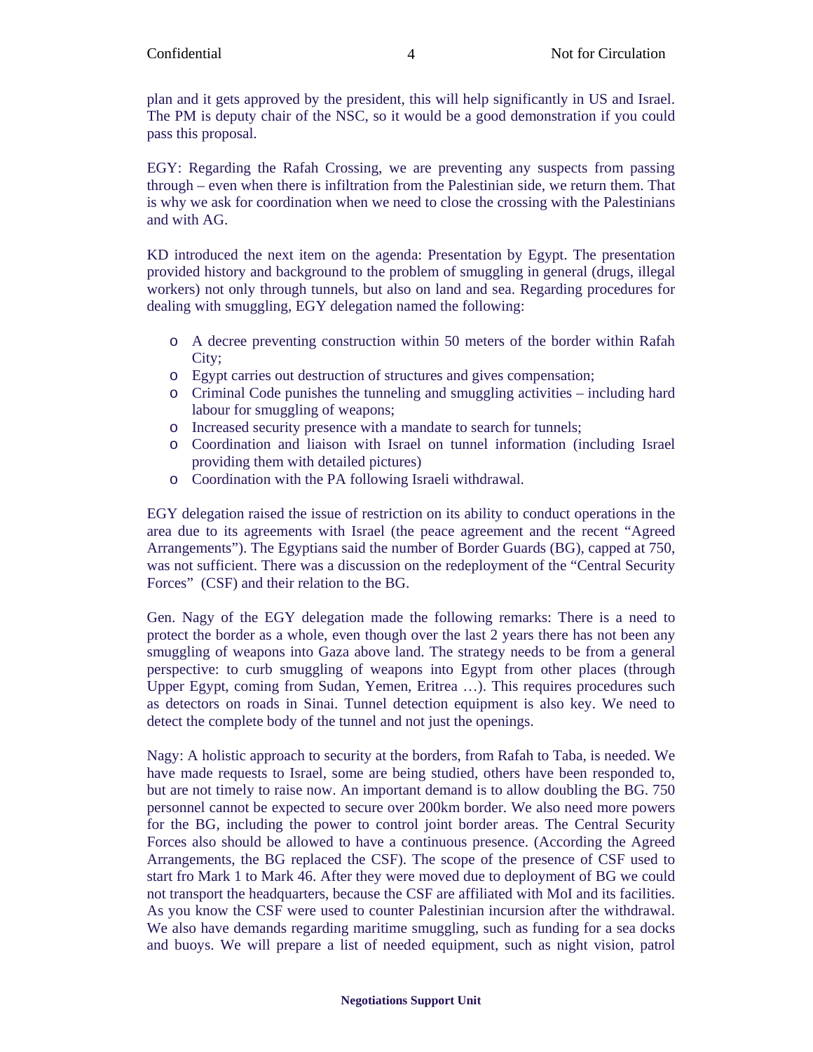plan and it gets approved by the president, this will help significantly in US and Israel. The PM is deputy chair of the NSC, so it would be a good demonstration if you could pass this proposal.

EGY: Regarding the Rafah Crossing, we are preventing any suspects from passing through – even when there is infiltration from the Palestinian side, we return them. That is why we ask for coordination when we need to close the crossing with the Palestinians and with AG.

KD introduced the next item on the agenda: Presentation by Egypt. The presentation provided history and background to the problem of smuggling in general (drugs, illegal workers) not only through tunnels, but also on land and sea. Regarding procedures for dealing with smuggling, EGY delegation named the following:

- A decree preventing construction within 50 meters of the border within Rafah City;
- Egypt carries out destruction of structures and gives compensation;
- Criminal Code punishes the tunneling and smuggling activities – including hard labour for smuggling of weapons;
- Increased security presence with a mandate to search for tunnels;
- Coordination and liaison with Israel on tunnel information (including Israel providing them with detailed pictures)
- Coordination with the PA following Israeli withdrawal.

EGY delegation raised the issue of restriction on its ability to conduct operations in the area due to its agreements with Israel (the peace agreement and the recent "Agreed Arrangements"). The Egyptians said the number of Border Guards (BG), capped at 750, was not sufficient. There was a discussion on the redeployment of the "Central Security Forces" (CSF) and their relation to the BG.

Gen. Nagy of the EGY delegation made the following remarks: There is a need to protect the border as a whole, even though over the last 2 years there has not been any smuggling of weapons into Gaza above land. The strategy needs to be from a general perspective: to curb smuggling of weapons into Egypt from other places (through Upper Egypt, coming from Sudan, Yemen, Eritrea …). This requires procedures such as detectors on roads in Sinai. Tunnel detection equipment is also key. We need to detect the complete body of the tunnel and not just the openings.

Nagy: A holistic approach to security at the borders, from Rafah to Taba, is needed. We have made requests to Israel, some are being studied, others have been responded to, but are not timely to raise now. An important demand is to allow doubling the BG. 750 personnel cannot be expected to secure over 200km border. We also need more powers for the BG, including the power to control joint border areas. The Central Security Forces also should be allowed to have a continuous presence. (According the Agreed Arrangements, the BG replaced the CSF). The scope of the presence of CSF used to start fro Mark 1 to Mark 46. After they were moved due to deployment of BG we could not transport the headquarters, because the CSF are affiliated with MoI and its facilities. As you know the CSF were used to counter Palestinian incursion after the withdrawal. We also have demands regarding maritime smuggling, such as funding for a sea docks and buoys. We will prepare a list of needed equipment, such as night vision, patrol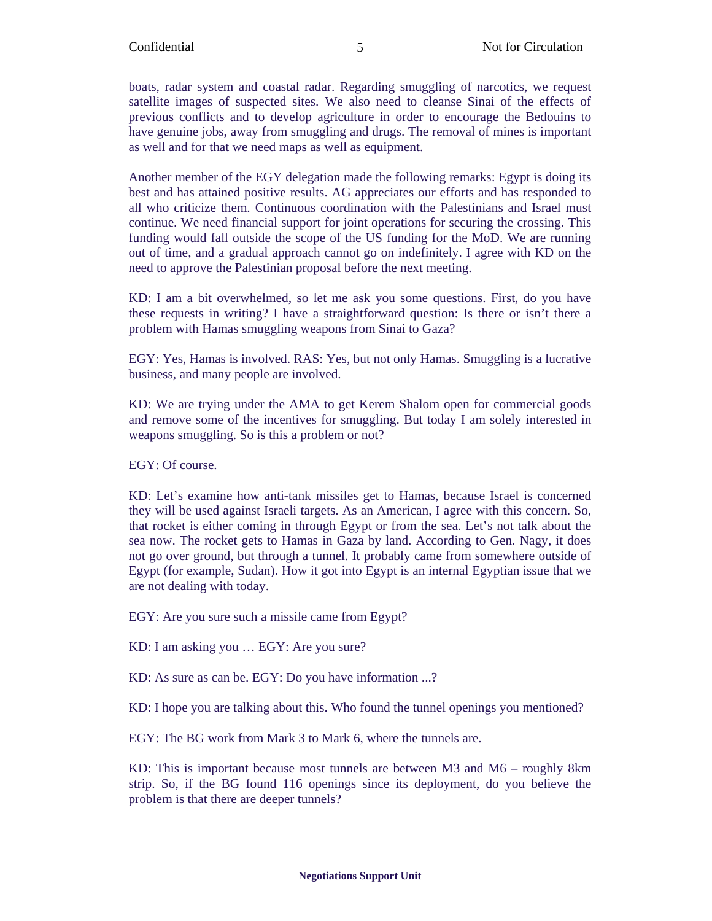boats, radar system and coastal radar. Regarding smuggling of narcotics, we request satellite images of suspected sites. We also need to cleanse Sinai of the effects of previous conflicts and to develop agriculture in order to encourage the Bedouins to have genuine jobs, away from smuggling and drugs. The removal of mines is important as well and for that we need maps as well as equipment.

Another member of the EGY delegation made the following remarks: Egypt is doing its best and has attained positive results. AG appreciates our efforts and has responded to all who criticize them. Continuous coordination with the Palestinians and Israel must continue. We need financial support for joint operations for securing the crossing. This funding would fall outside the scope of the US funding for the MoD. We are running out of time, and a gradual approach cannot go on indefinitely. I agree with KD on the need to approve the Palestinian proposal before the next meeting.

KD: I am a bit overwhelmed, so let me ask you some questions. First, do you have these requests in writing? I have a straightforward question: Is there or isn't there a problem with Hamas smuggling weapons from Sinai to Gaza?

EGY: Yes, Hamas is involved. RAS: Yes, but not only Hamas. Smuggling is a lucrative business, and many people are involved.

KD: We are trying under the AMA to get Kerem Shalom open for commercial goods and remove some of the incentives for smuggling. But today I am solely interested in weapons smuggling. So is this a problem or not?

EGY: Of course.

KD: Let's examine how anti-tank missiles get to Hamas, because Israel is concerned they will be used against Israeli targets. As an American, I agree with this concern. So, that rocket is either coming in through Egypt or from the sea. Let's not talk about the sea now. The rocket gets to Hamas in Gaza by land. According to Gen. Nagy, it does not go over ground, but through a tunnel. It probably came from somewhere outside of Egypt (for example, Sudan). How it got into Egypt is an internal Egyptian issue that we are not dealing with today.

EGY: Are you sure such a missile came from Egypt?

KD: I am asking you … EGY: Are you sure?

KD: As sure as can be. EGY: Do you have information ...?

KD: I hope you are talking about this. Who found the tunnel openings you mentioned?

EGY: The BG work from Mark 3 to Mark 6, where the tunnels are.

KD: This is important because most tunnels are between M3 and M6 – roughly 8km strip. So, if the BG found 116 openings since its deployment, do you believe the problem is that there are deeper tunnels?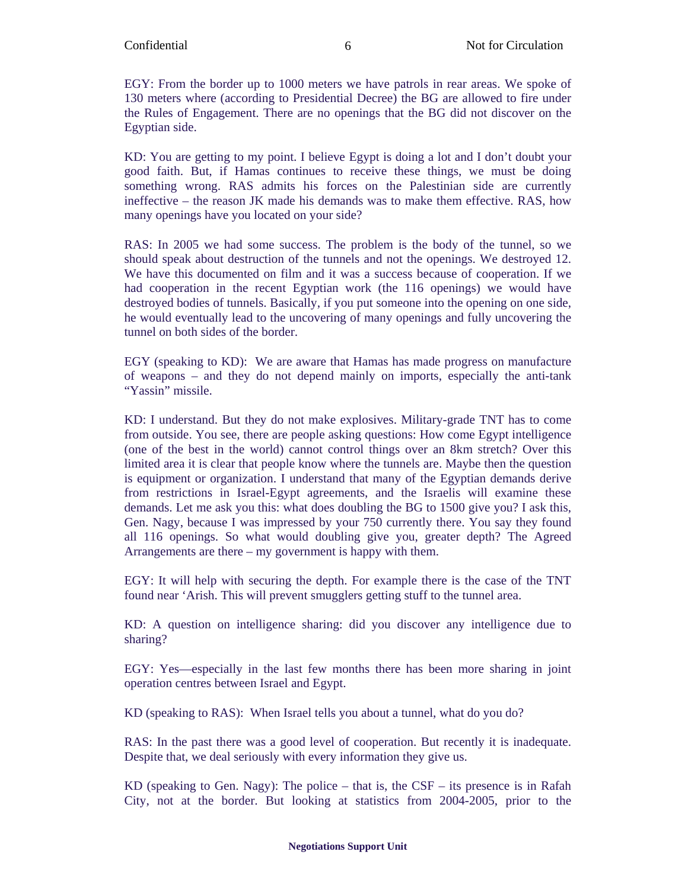EGY: From the border up to 1000 meters we have patrols in rear areas. We spoke of 130 meters where (according to Presidential Decree) the BG are allowed to fire under the Rules of Engagement. There are no openings that the BG did not discover on the Egyptian side.

KD: You are getting to my point. I believe Egypt is doing a lot and I don't doubt your good faith. But, if Hamas continues to receive these things, we must be doing something wrong. RAS admits his forces on the Palestinian side are currently ineffective – the reason JK made his demands was to make them effective. RAS, how many openings have you located on your side?

RAS: In 2005 we had some success. The problem is the body of the tunnel, so we should speak about destruction of the tunnels and not the openings. We destroyed 12. We have this documented on film and it was a success because of cooperation. If we had cooperation in the recent Egyptian work (the 116 openings) we would have destroyed bodies of tunnels. Basically, if you put someone into the opening on one side, he would eventually lead to the uncovering of many openings and fully uncovering the tunnel on both sides of the border.

EGY (speaking to KD): We are aware that Hamas has made progress on manufacture of weapons – and they do not depend mainly on imports, especially the anti-tank "Yassin" missile.

KD: I understand. But they do not make explosives. Military-grade TNT has to come from outside. You see, there are people asking questions: How come Egypt intelligence (one of the best in the world) cannot control things over an 8km stretch? Over this limited area it is clear that people know where the tunnels are. Maybe then the question is equipment or organization. I understand that many of the Egyptian demands derive from restrictions in Israel-Egypt agreements, and the Israelis will examine these demands. Let me ask you this: what does doubling the BG to 1500 give you? I ask this, Gen. Nagy, because I was impressed by your 750 currently there. You say they found all 116 openings. So what would doubling give you, greater depth? The Agreed Arrangements are there – my government is happy with them.

EGY: It will help with securing the depth. For example there is the case of the TNT found near 'Arish. This will prevent smugglers getting stuff to the tunnel area.

KD: A question on intelligence sharing: did you discover any intelligence due to sharing?

EGY: Yes—especially in the last few months there has been more sharing in joint operation centres between Israel and Egypt.

KD (speaking to RAS): When Israel tells you about a tunnel, what do you do?

RAS: In the past there was a good level of cooperation. But recently it is inadequate. Despite that, we deal seriously with every information they give us.

KD (speaking to Gen. Nagy): The police – that is, the CSF – its presence is in Rafah City, not at the border. But looking at statistics from 2004-2005, prior to the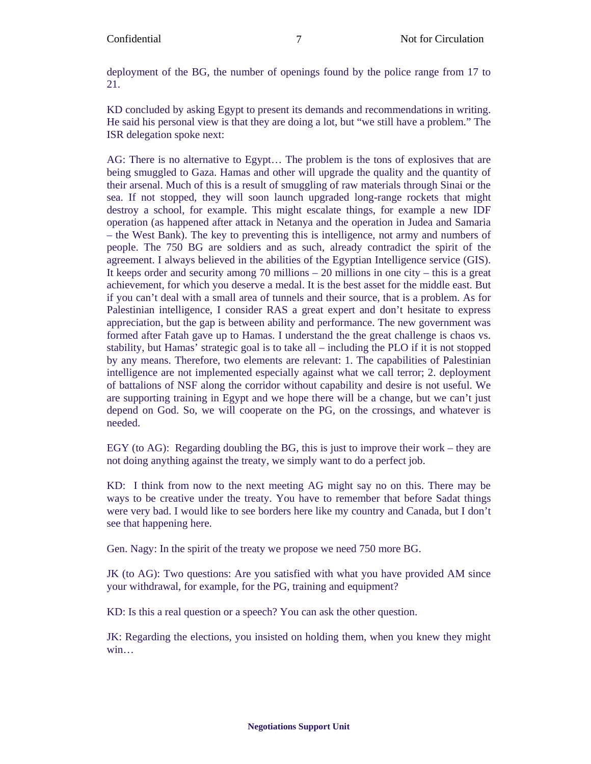deployment of the BG, the number of openings found by the police range from 17 to 21.

KD concluded by asking Egypt to present its demands and recommendations in writing. He said his personal view is that they are doing a lot, but "we still have a problem." The ISR delegation spoke next:

AG: There is no alternative to Egypt… The problem is the tons of explosives that are being smuggled to Gaza. Hamas and other will upgrade the quality and the quantity of their arsenal. Much of this is a result of smuggling of raw materials through Sinai or the sea. If not stopped, they will soon launch upgraded long-range rockets that might destroy a school, for example. This might escalate things, for example a new IDF operation (as happened after attack in Netanya and the operation in Judea and Samaria – the West Bank). The key to preventing this is intelligence, not army and numbers of people. The 750 BG are soldiers and as such, already contradict the spirit of the agreement. I always believed in the abilities of the Egyptian Intelligence service (GIS). It keeps order and security among 70 millions – 20 millions in one city – this is a great achievement, for which you deserve a medal. It is the best asset for the middle east. But if you can't deal with a small area of tunnels and their source, that is a problem. As for Palestinian intelligence, I consider RAS a great expert and don't hesitate to express appreciation, but the gap is between ability and performance. The new government was formed after Fatah gave up to Hamas. I understand the the great challenge is chaos vs. stability, but Hamas' strategic goal is to take all – including the PLO if it is not stopped by any means. Therefore, two elements are relevant: 1. The capabilities of Palestinian intelligence are not implemented especially against what we call terror; 2. deployment of battalions of NSF along the corridor without capability and desire is not useful. We are supporting training in Egypt and we hope there will be a change, but we can't just depend on God. So, we will cooperate on the PG, on the crossings, and whatever is needed.

EGY (to AG): Regarding doubling the BG, this is just to improve their work – they are not doing anything against the treaty, we simply want to do a perfect job.

KD: I think from now to the next meeting AG might say no on this. There may be ways to be creative under the treaty. You have to remember that before Sadat things were very bad. I would like to see borders here like my country and Canada, but I don't see that happening here.

Gen. Nagy: In the spirit of the treaty we propose we need 750 more BG.

JK (to AG): Two questions: Are you satisfied with what you have provided AM since your withdrawal, for example, for the PG, training and equipment?

KD: Is this a real question or a speech? You can ask the other question.

JK: Regarding the elections, you insisted on holding them, when you knew they might win…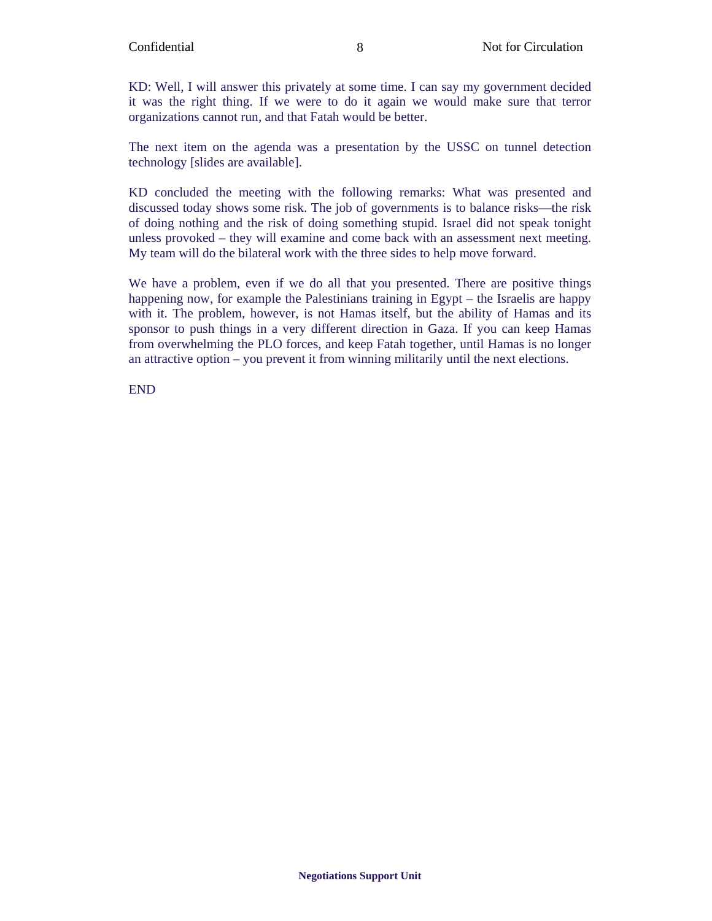KD: Well, I will answer this privately at some time. I can say my government decided it was the right thing. If we were to do it again we would make sure that terror organizations cannot run, and that Fatah would be better.

The next item on the agenda was a presentation by the USSC on tunnel detection technology [slides are available].

KD concluded the meeting with the following remarks: What was presented and discussed today shows some risk. The job of governments is to balance risks—the risk of doing nothing and the risk of doing something stupid. Israel did not speak tonight unless provoked – they will examine and come back with an assessment next meeting. My team will do the bilateral work with the three sides to help move forward.

We have a problem, even if we do all that you presented. There are positive things happening now, for example the Palestinians training in Egypt – the Israelis are happy with it. The problem, however, is not Hamas itself, but the ability of Hamas and its sponsor to push things in a very different direction in Gaza. If you can keep Hamas from overwhelming the PLO forces, and keep Fatah together, until Hamas is no longer an attractive option – you prevent it from winning militarily until the next elections.

END